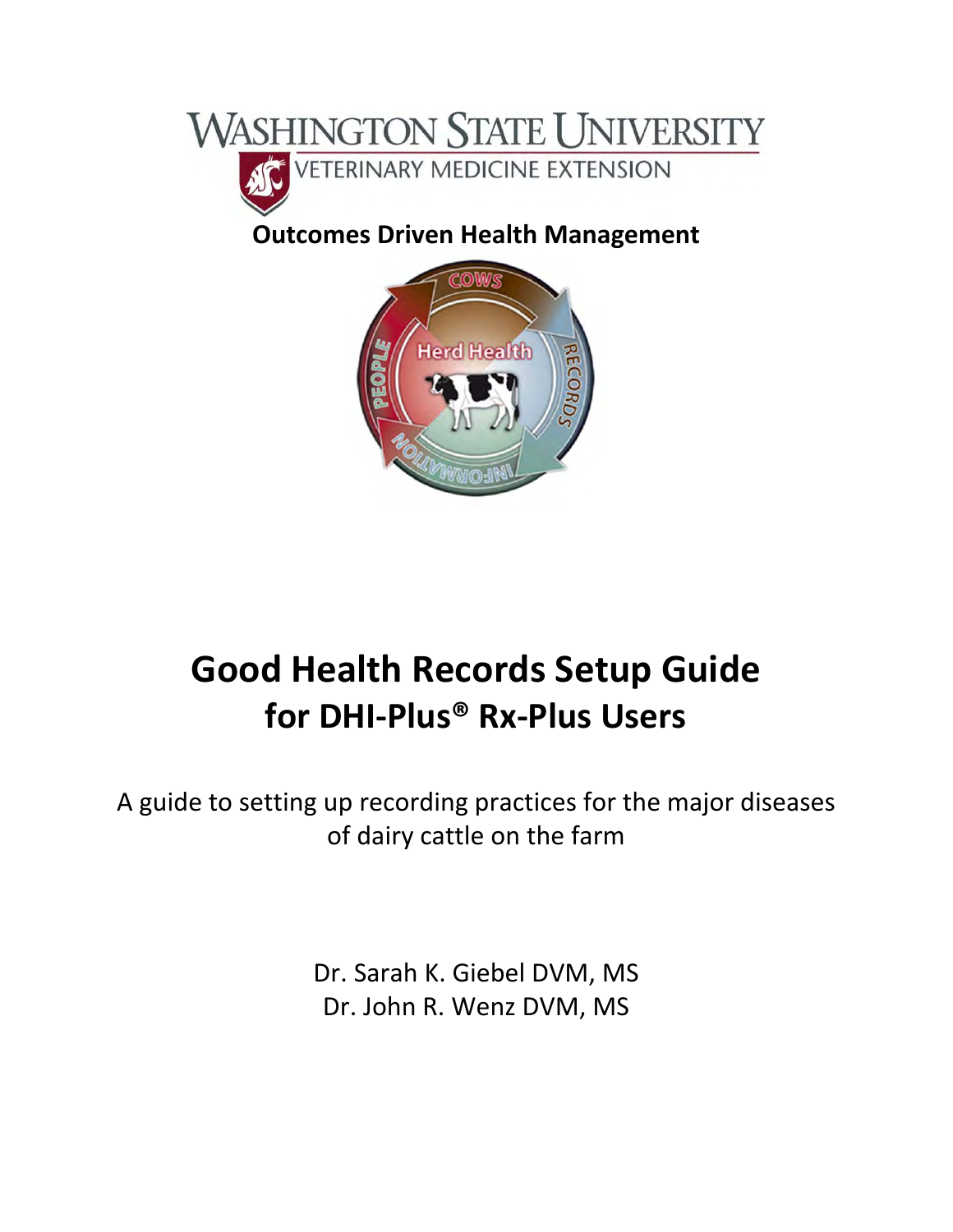WASHINGTON STATE UNIVERSITY

VETERINARY MEDICINE EXTENSION

**Outcomes Driven Health Management**

# Good Health Records Setup Guide for DHI-Plus® Rx-Plus Users

A guide to setting up recording practices for the major diseases of dairy cattle on the farm

Dr. Sarah K. Giebel DVM, MS

Dr. John R. Wenz DVM, MS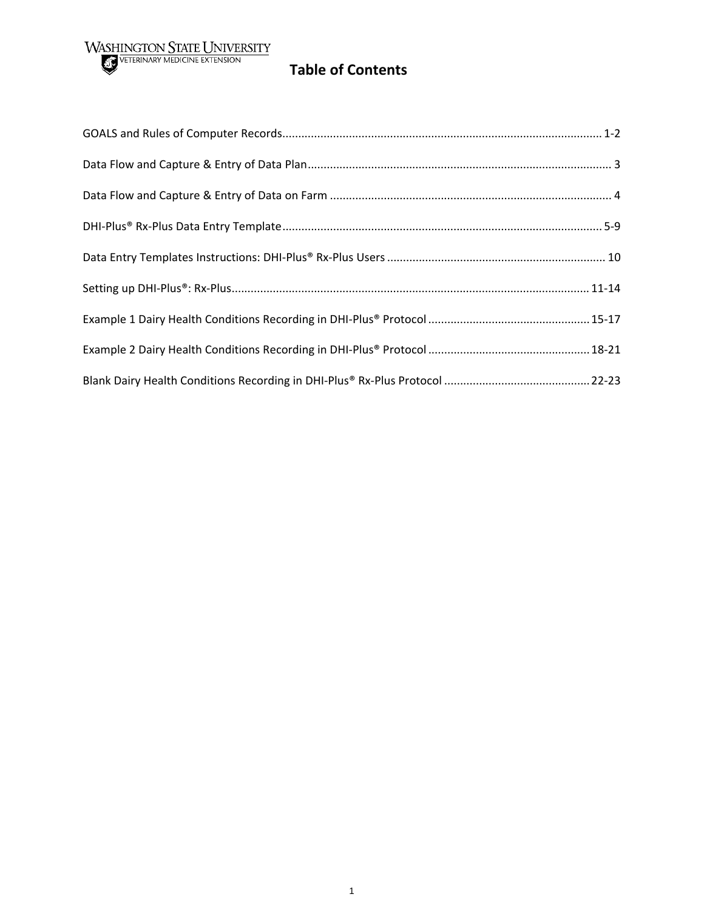# Table of Contents

GOALS and Rules of Computer Records.................................................................................................... 1-2

Data Flow and Capture & Entry of Data Plan............................................................................................... 3

Data Flow and Capture & Entry of Data on Farm ........................................................................................ 4

DHI-Plus® Rx-Plus Data Entry Template.................................................................................................... 5-9

Data Entry Templates Instructions: DHI-Plus® Rx-Plus Users .................................................................... 10

Setting up DHI-Plus®: Rx-Plus................................................................................................................ 11-14

Example 1 Dairy Health Conditions Recording in DHI-Plus® Protocol .................................................. 15-17

Example 2 Dairy Health Conditions Recording in DHI-Plus® Protocol .................................................. 18-21

Blank Dairy Health Conditions Recording in DHI-Plus® Rx-Plus Protocol ............................................. 22-23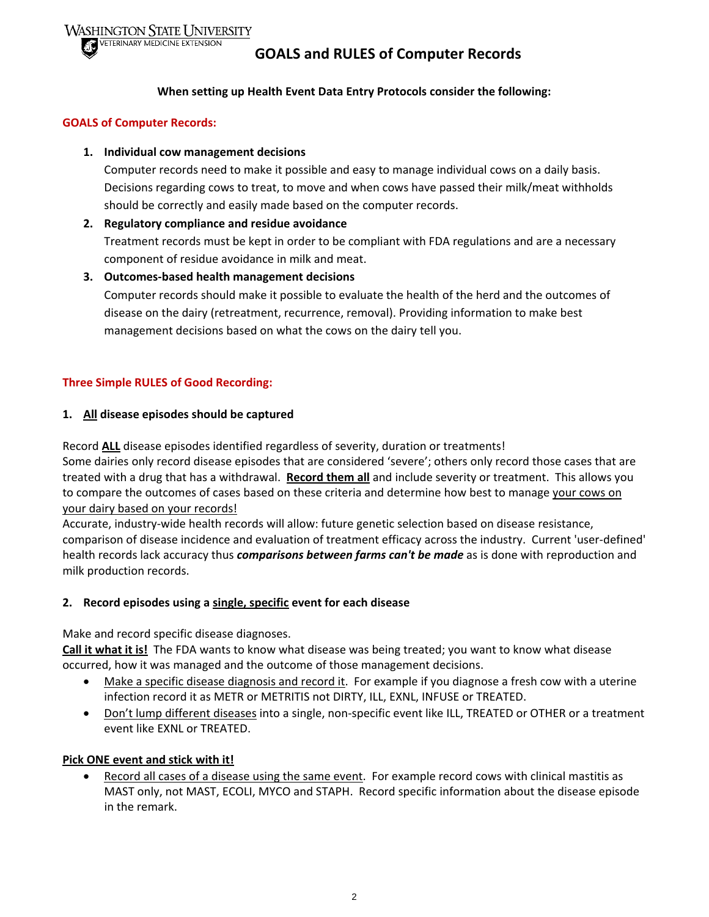WASHINGTON STATE UNIVERSITY
VETERINARY MEDICINE EXTENSION

# GOALS and RULES of Computer Records

**When setting up Health Event Data Entry Protocols consider the following:**

## GOALS of Computer Records:

1. **Individual cow management decisions**
   Computer records need to make it possible and easy to manage individual cows on a daily basis. Decisions regarding cows to treat, to move and when cows have passed their milk/meat withholds should be correctly and easily made based on the computer records.
2. **Regulatory compliance and residue avoidance**
   Treatment records must be kept in order to be compliant with FDA regulations and are a necessary component of residue avoidance in milk and meat.
3. **Outcomes-based health management decisions**
   Computer records should make it possible to evaluate the health of the herd and the outcomes of disease on the dairy (retreatment, recurrence, removal). Providing information to make best management decisions based on what the cows on the dairy tell you.

## Three Simple RULES of Good Recording:

### 1. All disease episodes should be captured

Record **ALL** disease episodes identified regardless of severity, duration or treatments!
Some dairies only record disease episodes that are considered 'severe'; others only record those cases that are treated with a drug that has a withdrawal. **Record them all** and include severity or treatment. This allows you to compare the outcomes of cases based on these criteria and determine how best to manage your cows on your dairy based on your records!
Accurate, industry-wide health records will allow: future genetic selection based on disease resistance, comparison of disease incidence and evaluation of treatment efficacy across the industry. Current 'user-defined' health records lack accuracy thus ***comparisons between farms can't be made*** as is done with reproduction and milk production records.

### 2. Record episodes using a single, specific event for each disease

Make and record specific disease diagnoses.
**Call it what it is!** The FDA wants to know what disease was being treated; you want to know what disease occurred, how it was managed and the outcome of those management decisions.

- Make a specific disease diagnosis and record it. For example if you diagnose a fresh cow with a uterine infection record it as METR or METRITIS not DIRTY, ILL, EXNL, INFUSE or TREATED.
- Don't lump different diseases into a single, non-specific event like ILL, TREATED or OTHER or a treatment event like EXNL or TREATED.

**Pick ONE event and stick with it!**

- Record all cases of a disease using the same event. For example record cows with clinical mastitis as MAST only, not MAST, ECOLI, MYCO and STAPH. Record specific information about the disease episode in the remark.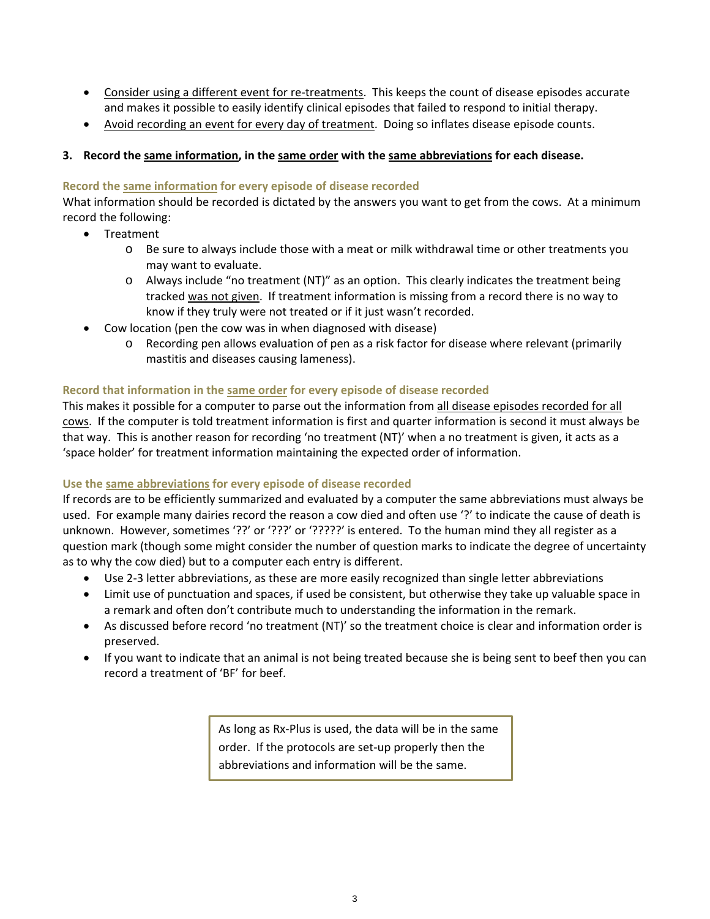- Consider using a different event for re-treatments. This keeps the count of disease episodes accurate and makes it possible to easily identify clinical episodes that failed to respond to initial therapy.
- Avoid recording an event for every day of treatment. Doing so inflates disease episode counts.

### 3. Record the same information, in the same order with the same abbreviations for each disease.

#### Record the same information for every episode of disease recorded

What information should be recorded is dictated by the answers you want to get from the cows. At a minimum record the following:

- Treatment
  - Be sure to always include those with a meat or milk withdrawal time or other treatments you may want to evaluate.
  - Always include "no treatment (NT)" as an option. This clearly indicates the treatment being tracked was not given. If treatment information is missing from a record there is no way to know if they truly were not treated or if it just wasn't recorded.
- Cow location (pen the cow was in when diagnosed with disease)
  - Recording pen allows evaluation of pen as a risk factor for disease where relevant (primarily mastitis and diseases causing lameness).

#### Record that information in the same order for every episode of disease recorded

This makes it possible for a computer to parse out the information from all disease episodes recorded for all cows. If the computer is told treatment information is first and quarter information is second it must always be that way. This is another reason for recording 'no treatment (NT)' when a no treatment is given, it acts as a 'space holder' for treatment information maintaining the expected order of information.

#### Use the same abbreviations for every episode of disease recorded

If records are to be efficiently summarized and evaluated by a computer the same abbreviations must always be used. For example many dairies record the reason a cow died and often use '?' to indicate the cause of death is unknown. However, sometimes '??' or '???' or '?????' is entered. To the human mind they all register as a question mark (though some might consider the number of question marks to indicate the degree of uncertainty as to why the cow died) but to a computer each entry is different.

- Use 2-3 letter abbreviations, as these are more easily recognized than single letter abbreviations
- Limit use of punctuation and spaces, if used be consistent, but otherwise they take up valuable space in a remark and often don't contribute much to understanding the information in the remark.
- As discussed before record 'no treatment (NT)' so the treatment choice is clear and information order is preserved.
- If you want to indicate that an animal is not being treated because she is being sent to beef then you can record a treatment of 'BF' for beef.

> As long as Rx-Plus is used, the data will be in the same order. If the protocols are set-up properly then the abbreviations and information will be the same.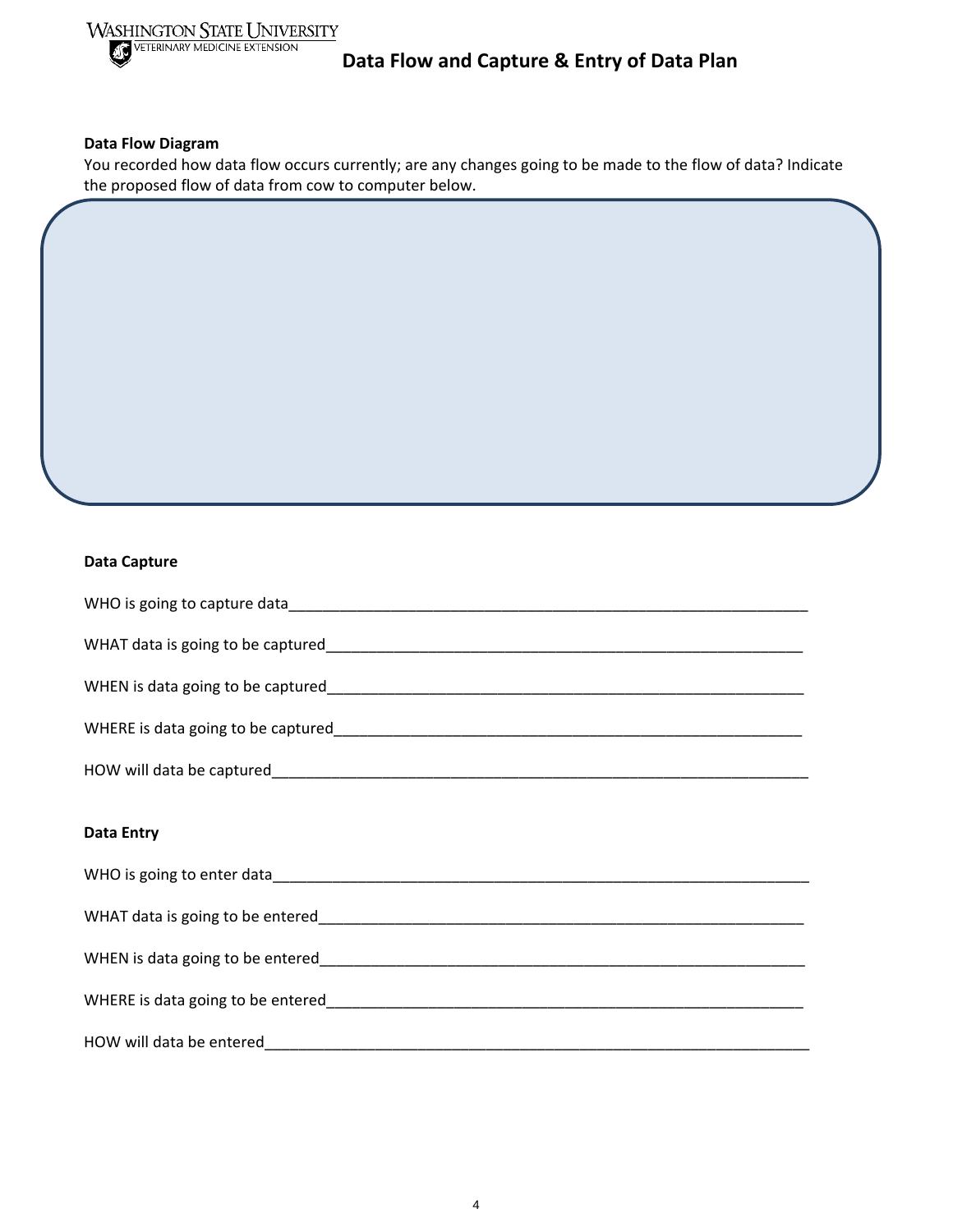# Data Flow and Capture & Entry of Data Plan

**Data Flow Diagram**

You recorded how data flow occurs currently; are any changes going to be made to the flow of data? Indicate the proposed flow of data from cow to computer below.

**Data Capture**

WHO is going to capture data_______________________________________________________________

WHAT data is going to be captured___________________________________________________________

WHEN is data going to be captured___________________________________________________________

WHERE is data going to be captured__________________________________________________________

HOW will data be captured_________________________________________________________________

**Data Entry**

WHO is going to enter data_________________________________________________________________

WHAT data is going to be entered____________________________________________________________

WHEN is data going to be entered____________________________________________________________

WHERE is data going to be entered___________________________________________________________

HOW will data be entered__________________________________________________________________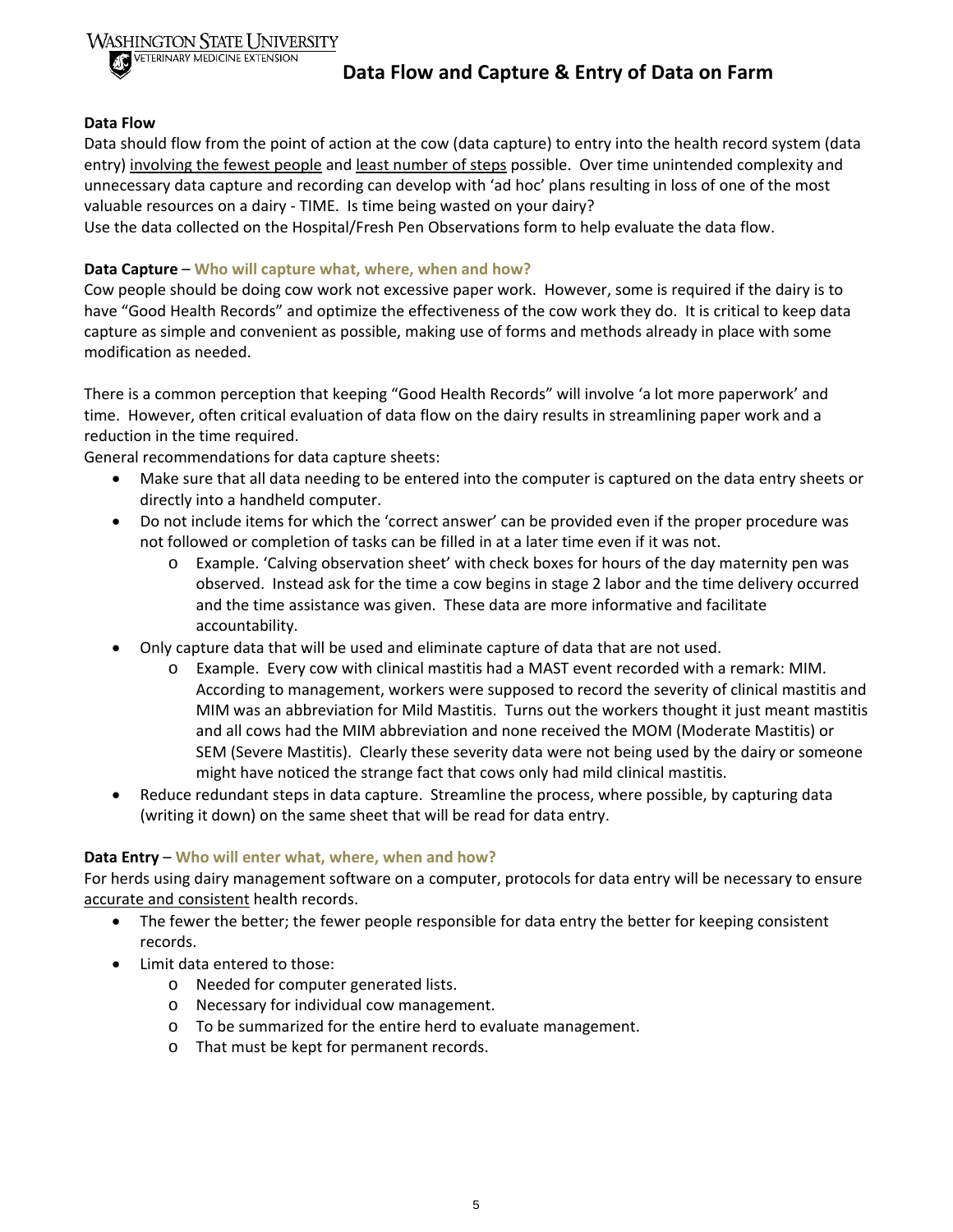# Data Flow and Capture & Entry of Data on Farm

**Data Flow**

Data should flow from the point of action at the cow (data capture) to entry into the health record system (data entry) involving the fewest people and least number of steps possible. Over time unintended complexity and unnecessary data capture and recording can develop with 'ad hoc' plans resulting in loss of one of the most valuable resources on a dairy - TIME. Is time being wasted on your dairy?

Use the data collected on the Hospital/Fresh Pen Observations form to help evaluate the data flow.

**Data Capture** – **Who will capture what, where, when and how?**

Cow people should be doing cow work not excessive paper work. However, some is required if the dairy is to have "Good Health Records" and optimize the effectiveness of the cow work they do. It is critical to keep data capture as simple and convenient as possible, making use of forms and methods already in place with some modification as needed.

There is a common perception that keeping "Good Health Records" will involve 'a lot more paperwork' and time. However, often critical evaluation of data flow on the dairy results in streamlining paper work and a reduction in the time required.

General recommendations for data capture sheets:

- Make sure that all data needing to be entered into the computer is captured on the data entry sheets or directly into a handheld computer.
- Do not include items for which the 'correct answer' can be provided even if the proper procedure was not followed or completion of tasks can be filled in at a later time even if it was not.
  - Example. 'Calving observation sheet' with check boxes for hours of the day maternity pen was observed. Instead ask for the time a cow begins in stage 2 labor and the time delivery occurred and the time assistance was given. These data are more informative and facilitate accountability.
- Only capture data that will be used and eliminate capture of data that are not used.
  - Example. Every cow with clinical mastitis had a MAST event recorded with a remark: MIM. According to management, workers were supposed to record the severity of clinical mastitis and MIM was an abbreviation for Mild Mastitis. Turns out the workers thought it just meant mastitis and all cows had the MIM abbreviation and none received the MOM (Moderate Mastitis) or SEM (Severe Mastitis). Clearly these severity data were not being used by the dairy or someone might have noticed the strange fact that cows only had mild clinical mastitis.
- Reduce redundant steps in data capture. Streamline the process, where possible, by capturing data (writing it down) on the same sheet that will be read for data entry.

**Data Entry** – **Who will enter what, where, when and how?**

For herds using dairy management software on a computer, protocols for data entry will be necessary to ensure accurate and consistent health records.

- The fewer the better; the fewer people responsible for data entry the better for keeping consistent records.
- Limit data entered to those:
  - Needed for computer generated lists.
  - Necessary for individual cow management.
  - To be summarized for the entire herd to evaluate management.
  - That must be kept for permanent records.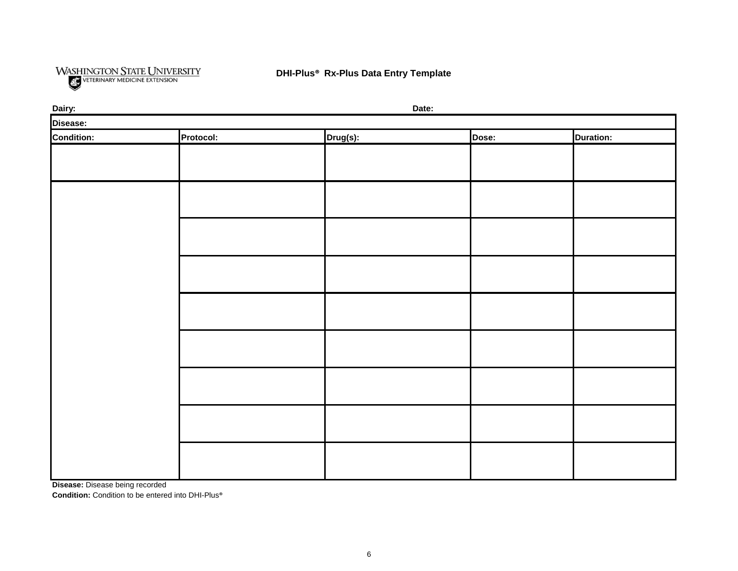WASHINGTON STATE UNIVERSITY
VETERINARY MEDICINE EXTENSION

**DHI-Plus® Rx-Plus Data Entry Template**

**Dairy:** **Date:**

| **Disease:** | | | | |
|---|---|---|---|---|
| **Condition:** | **Protocol:** | **Drug(s):** | **Dose:** | **Duration:** |
| | | | | |
| | | | | |
| | | | | |
| | | | | |
| | | | | |
| | | | | |
| | | | | |
| | | | | |
| | | | | |

**Disease:** Disease being recorded

**Condition:** Condition to be entered into DHI-Plus®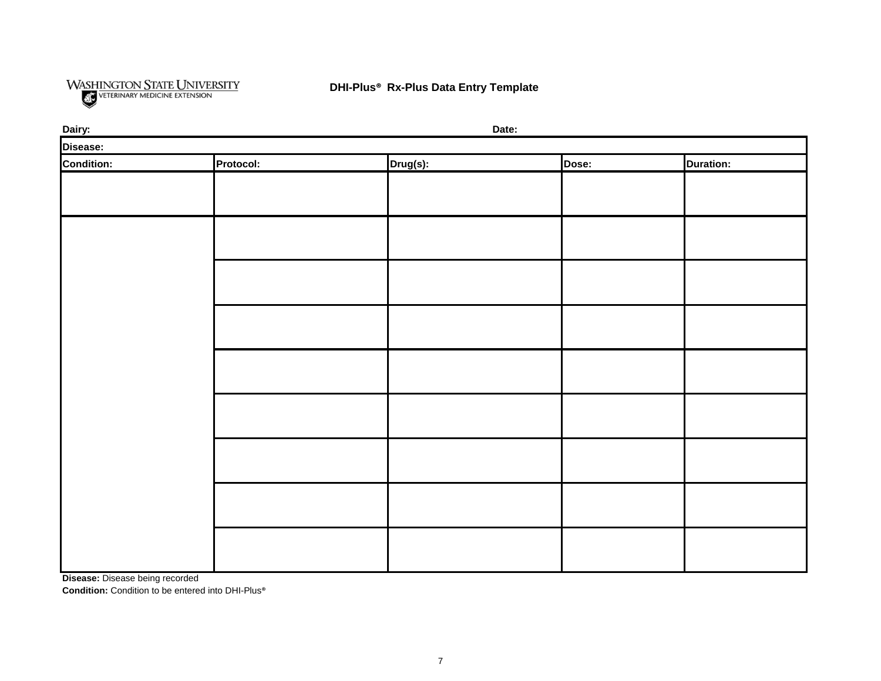WASHINGTON STATE UNIVERSITY
VETERINARY MEDICINE EXTENSION

**DHI-Plus® Rx-Plus Data Entry Template**

**Dairy:** **Date:**

| **Disease:** | | | | |
|---|---|---|---|---|
| **Condition:** | **Protocol:** | **Drug(s):** | **Dose:** | **Duration:** |
| | | | | |
| | | | | |
| | | | | |
| | | | | |
| | | | | |
| | | | | |
| | | | | |
| | | | | |
| | | | | |

**Disease:** Disease being recorded

**Condition:** Condition to be entered into DHI-Plus®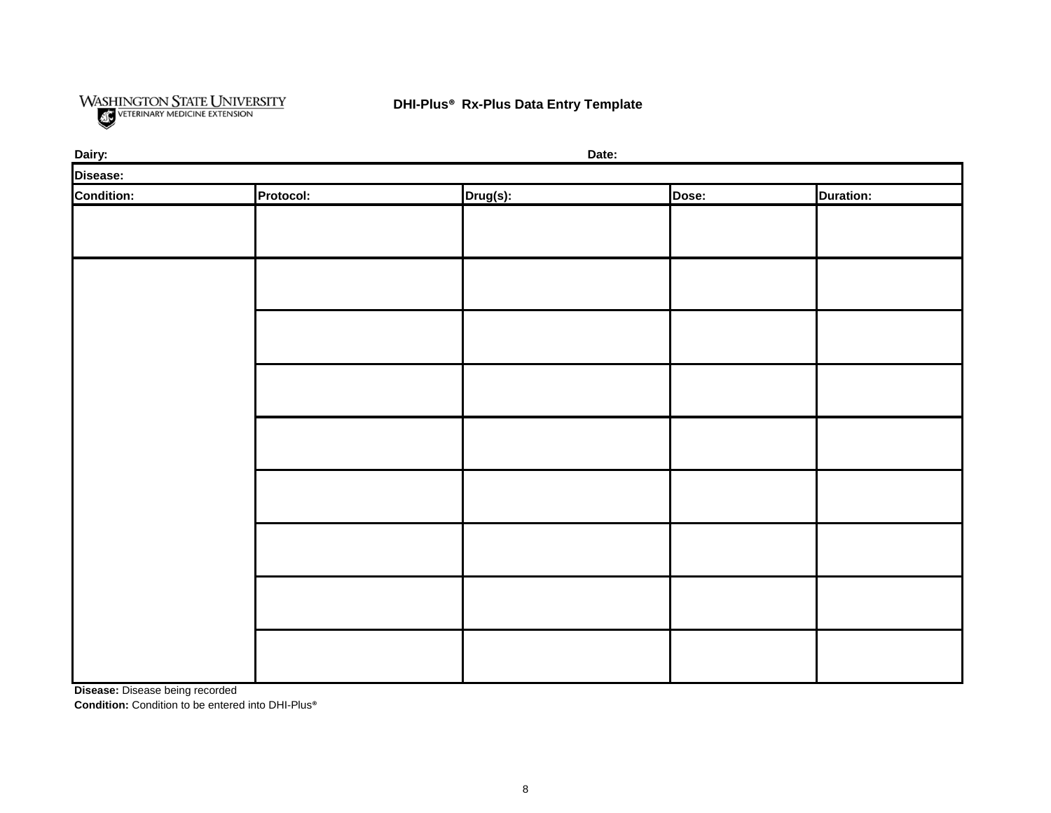WASHINGTON STATE UNIVERSITY
VETERINARY MEDICINE EXTENSION

## DHI-Plus® Rx-Plus Data Entry Template

**Dairy:** **Date:**

| **Disease:** | | | | |
|---|---|---|---|---|
| **Condition:** | **Protocol:** | **Drug(s):** | **Dose:** | **Duration:** |
| | | | | |
| | | | | |
| | | | | |
| | | | | |
| | | | | |
| | | | | |
| | | | | |
| | | | | |
| | | | | |

**Disease:** Disease being recorded

**Condition:** Condition to be entered into DHI-Plus®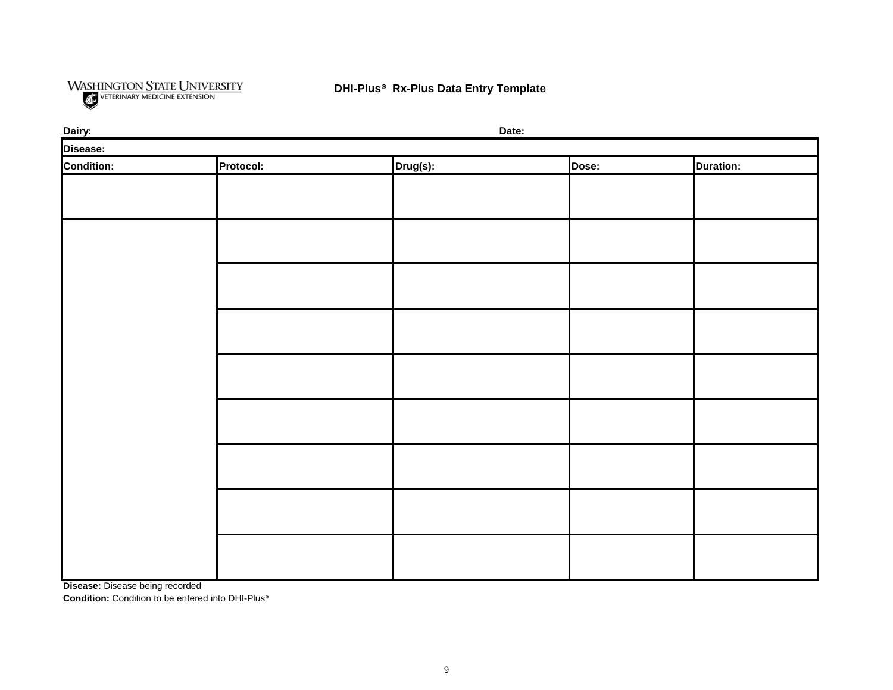WASHINGTON STATE UNIVERSITY
VETERINARY MEDICINE EXTENSION

**DHI-Plus® Rx-Plus Data Entry Template**

**Dairy:** **Date:**

| **Disease:** | | | | |
|---|---|---|---|---|
| **Condition:** | **Protocol:** | **Drug(s):** | **Dose:** | **Duration:** |
| | | | | |
| | | | | |
| | | | | |
| | | | | |
| | | | | |
| | | | | |
| | | | | |
| | | | | |
| | | | | |

**Disease:** Disease being recorded
**Condition:** Condition to be entered into DHI-Plus®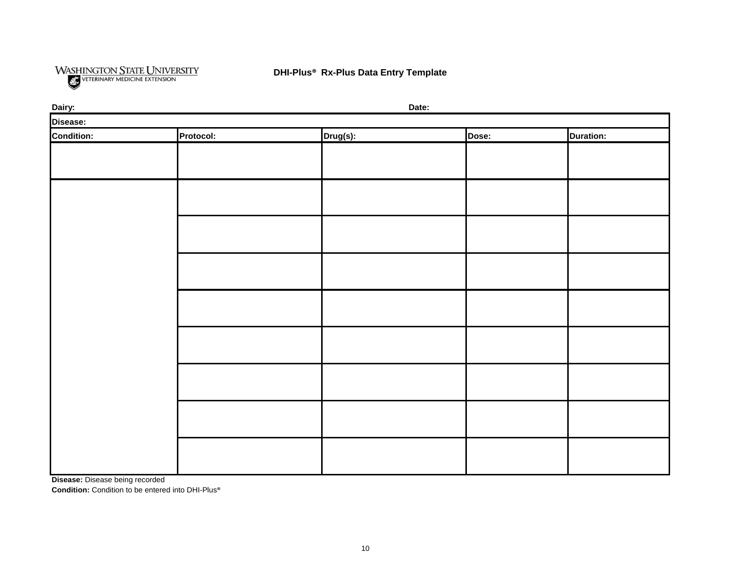WASHINGTON STATE UNIVERSITY
VETERINARY MEDICINE EXTENSION

## DHI-Plus® Rx-Plus Data Entry Template

**Dairy:** **Date:**

| **Disease:** | | | | |
|---|---|---|---|---|
| **Condition:** | **Protocol:** | **Drug(s):** | **Dose:** | **Duration:** |
| | | | | |
| | | | | |
| | | | | |
| | | | | |
| | | | | |
| | | | | |
| | | | | |
| | | | | |
| | | | | |

**Disease:** Disease being recorded
**Condition:** Condition to be entered into DHI-Plus®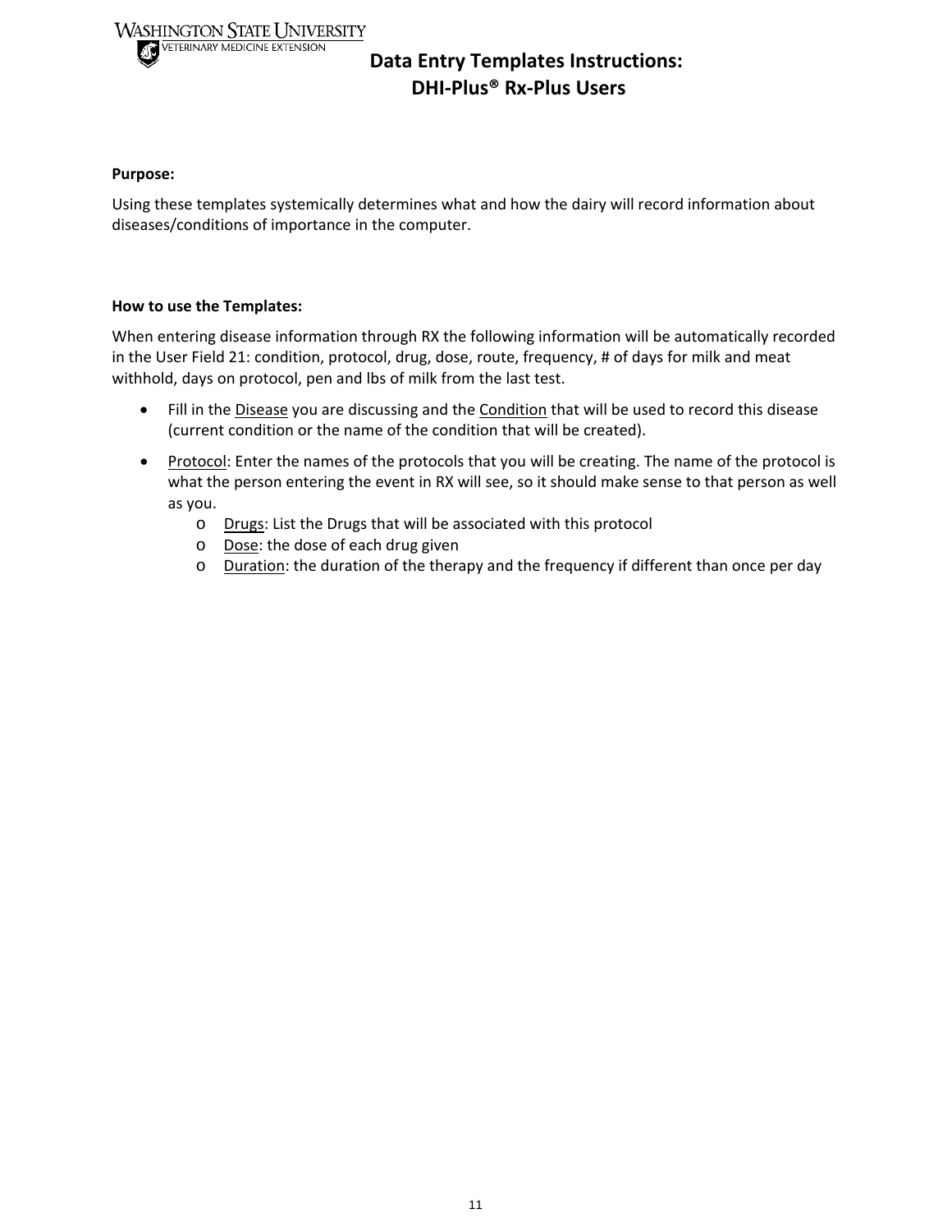# Data Entry Templates Instructions: DHI-Plus® Rx-Plus Users

**Purpose:**

Using these templates systemically determines what and how the dairy will record information about diseases/conditions of importance in the computer.

**How to use the Templates:**

When entering disease information through RX the following information will be automatically recorded in the User Field 21: condition, protocol, drug, dose, route, frequency, # of days for milk and meat withhold, days on protocol, pen and lbs of milk from the last test.

- Fill in the Disease you are discussing and the Condition that will be used to record this disease (current condition or the name of the condition that will be created).
- Protocol: Enter the names of the protocols that you will be creating. The name of the protocol is what the person entering the event in RX will see, so it should make sense to that person as well as you.
  - Drugs: List the Drugs that will be associated with this protocol
  - Dose: the dose of each drug given
  - Duration: the duration of the therapy and the frequency if different than once per day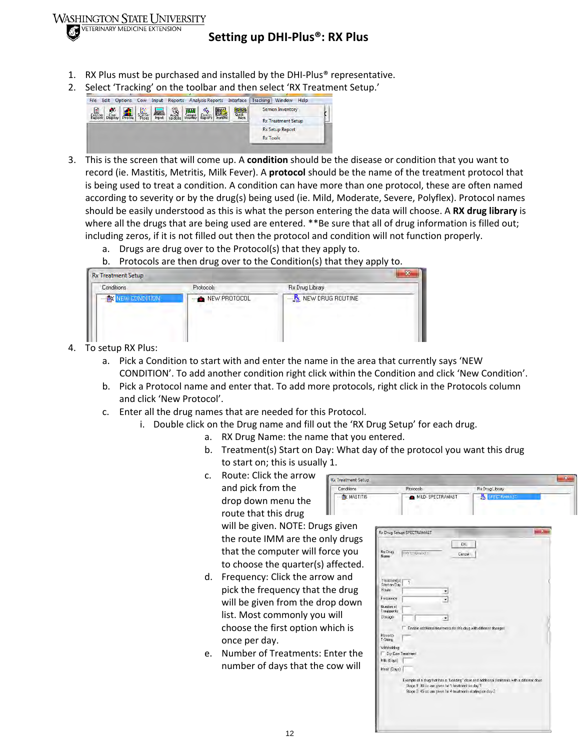# Setting up DHI-Plus®: RX Plus

1. RX Plus must be purchased and installed by the DHI-Plus® representative.
2. Select 'Tracking' on the toolbar and then select 'RX Treatment Setup.'
3. This is the screen that will come up. A **condition** should be the disease or condition that you want to record (ie. Mastitis, Metritis, Milk Fever). A **protocol** should be the name of the treatment protocol that is being used to treat a condition. A condition can have more than one protocol, these are often named according to severity or by the drug(s) being used (ie. Mild, Moderate, Severe, Polyflex). Protocol names should be easily understood as this is what the person entering the data will choose. A **RX drug library** is where all the drugs that are being used are entered. **Be sure that all of drug information is filled out; including zeros, if it is not filled out then the protocol and condition will not function properly.
   a. Drugs are drug over to the Protocol(s) that they apply to.
   b. Protocols are then drug over to the Condition(s) that they apply to.
4. To setup RX Plus:
   a. Pick a Condition to start with and enter the name in the area that currently says 'NEW CONDITION'. To add another condition right click within the Condition and click 'New Condition'.
   b. Pick a Protocol name and enter that. To add more protocols, right click in the Protocols column and click 'New Protocol'.
   c. Enter all the drug names that are needed for this Protocol.
      i. Double click on the Drug name and fill out the 'RX Drug Setup' for each drug.
         a. RX Drug Name: the name that you entered.
         b. Treatment(s) Start on Day: What day of the protocol you want this drug to start on; this is usually 1.
         c. Route: Click the arrow and pick from the drop down menu the route that this drug will be given. NOTE: Drugs given the route IMM are the only drugs that the computer will force you to choose the quarter(s) affected.
         d. Frequency: Click the arrow and pick the frequency that the drug will be given from the drop down list. Most commonly you will choose the first option which is once per day.
         e. Number of Treatments: Enter the number of days that the cow will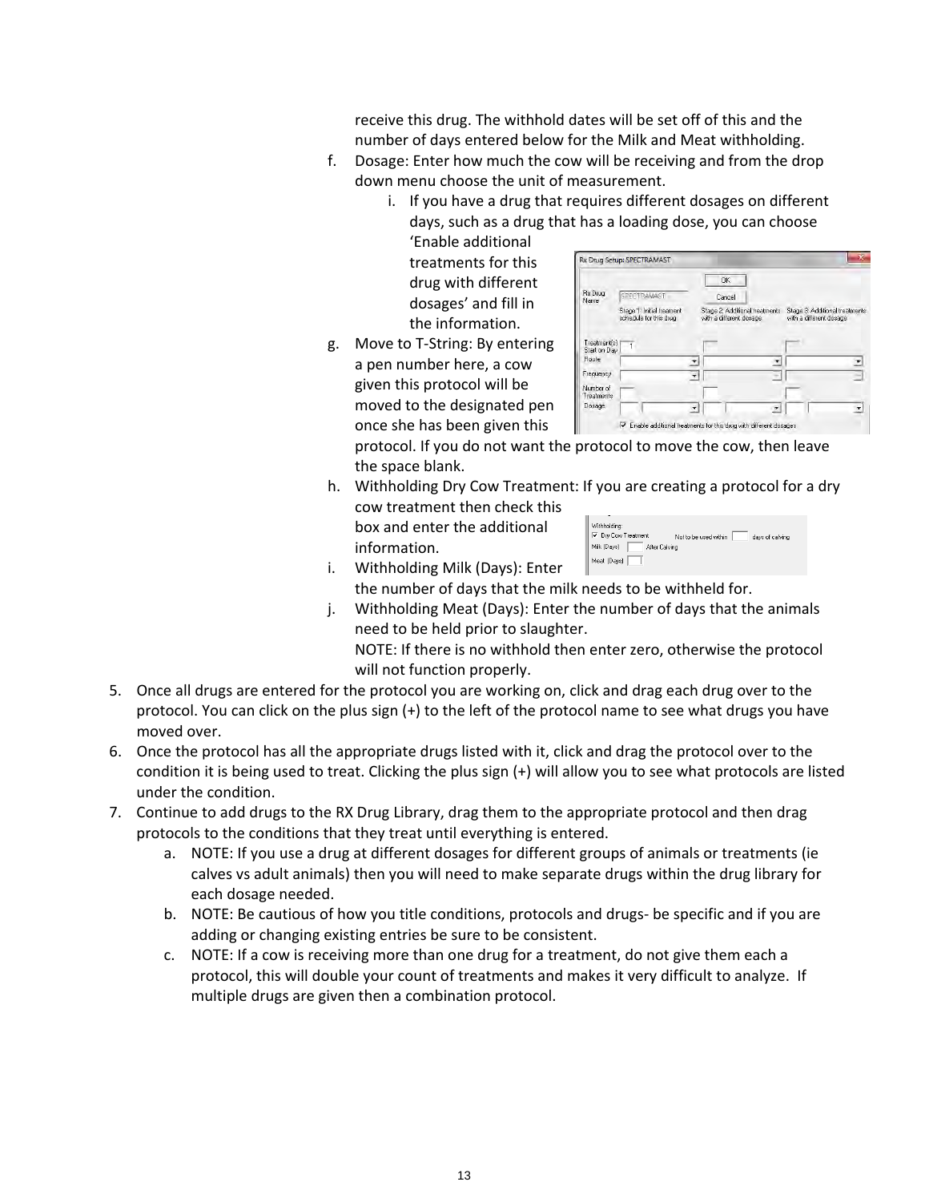receive this drug. The withhold dates will be set off of this and the number of days entered below for the Milk and Meat withholding.

f. Dosage: Enter how much the cow will be receiving and from the drop down menu choose the unit of measurement.
    i. If you have a drug that requires different dosages on different days, such as a drug that has a loading dose, you can choose 'Enable additional treatments for this drug with different dosages' and fill in the information.
g. Move to T-String: By entering a pen number here, a cow given this protocol will be moved to the designated pen once she has been given this protocol. If you do not want the protocol to move the cow, then leave the space blank.
h. Withholding Dry Cow Treatment: If you are creating a protocol for a dry cow treatment then check this box and enter the additional information.
i. Withholding Milk (Days): Enter the number of days that the milk needs to be withheld for.
j. Withholding Meat (Days): Enter the number of days that the animals need to be held prior to slaughter.
   NOTE: If there is no withhold then enter zero, otherwise the protocol will not function properly.

5. Once all drugs are entered for the protocol you are working on, click and drag each drug over to the protocol. You can click on the plus sign (+) to the left of the protocol name to see what drugs you have moved over.
6. Once the protocol has all the appropriate drugs listed with it, click and drag the protocol over to the condition it is being used to treat. Clicking the plus sign (+) will allow you to see what protocols are listed under the condition.
7. Continue to add drugs to the RX Drug Library, drag them to the appropriate protocol and then drag protocols to the conditions that they treat until everything is entered.
    a. NOTE: If you use a drug at different dosages for different groups of animals or treatments (ie calves vs adult animals) then you will need to make separate drugs within the drug library for each dosage needed.
    b. NOTE: Be cautious of how you title conditions, protocols and drugs- be specific and if you are adding or changing existing entries be sure to be consistent.
    c. NOTE: If a cow is receiving more than one drug for a treatment, do not give them each a protocol, this will double your count of treatments and makes it very difficult to analyze. If multiple drugs are given then a combination protocol.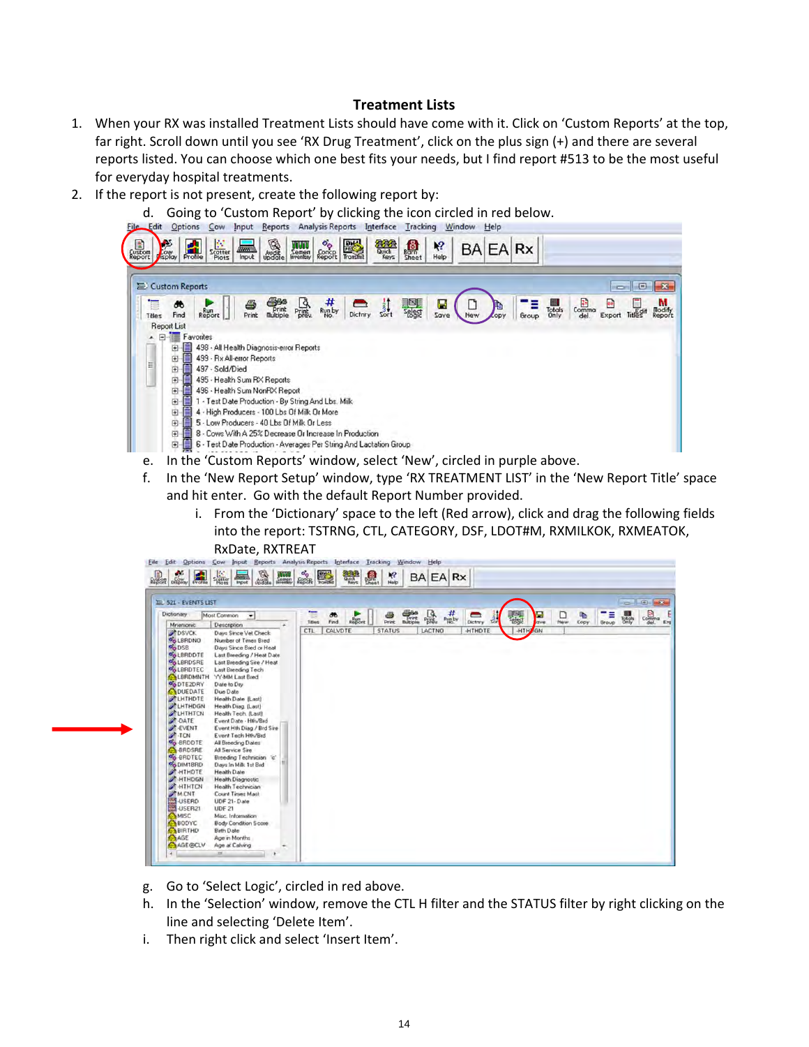# Treatment Lists

1. When your RX was installed Treatment Lists should have come with it. Click on 'Custom Reports' at the top, far right. Scroll down until you see 'RX Drug Treatment', click on the plus sign (+) and there are several reports listed. You can choose which one best fits your needs, but I find report #513 to be the most useful for everyday hospital treatments.
2. If the report is not present, create the following report by:

   d. Going to 'Custom Report' by clicking the icon circled in red below.

   e. In the 'Custom Reports' window, select 'New', circled in purple above.

   f. In the 'New Report Setup' window, type 'RX TREATMENT LIST' in the 'New Report Title' space and hit enter. Go with the default Report Number provided.

      i. From the 'Dictionary' space to the left (Red arrow), click and drag the following fields into the report: TSTRNG, CTL, CATEGORY, DSF, LDOT#M, RXMILKOK, RXMEATOK, RxDate, RXTREAT

   g. Go to 'Select Logic', circled in red above.

   h. In the 'Selection' window, remove the CTL H filter and the STATUS filter by right clicking on the line and selecting 'Delete Item'.

   i. Then right click and select 'Insert Item'.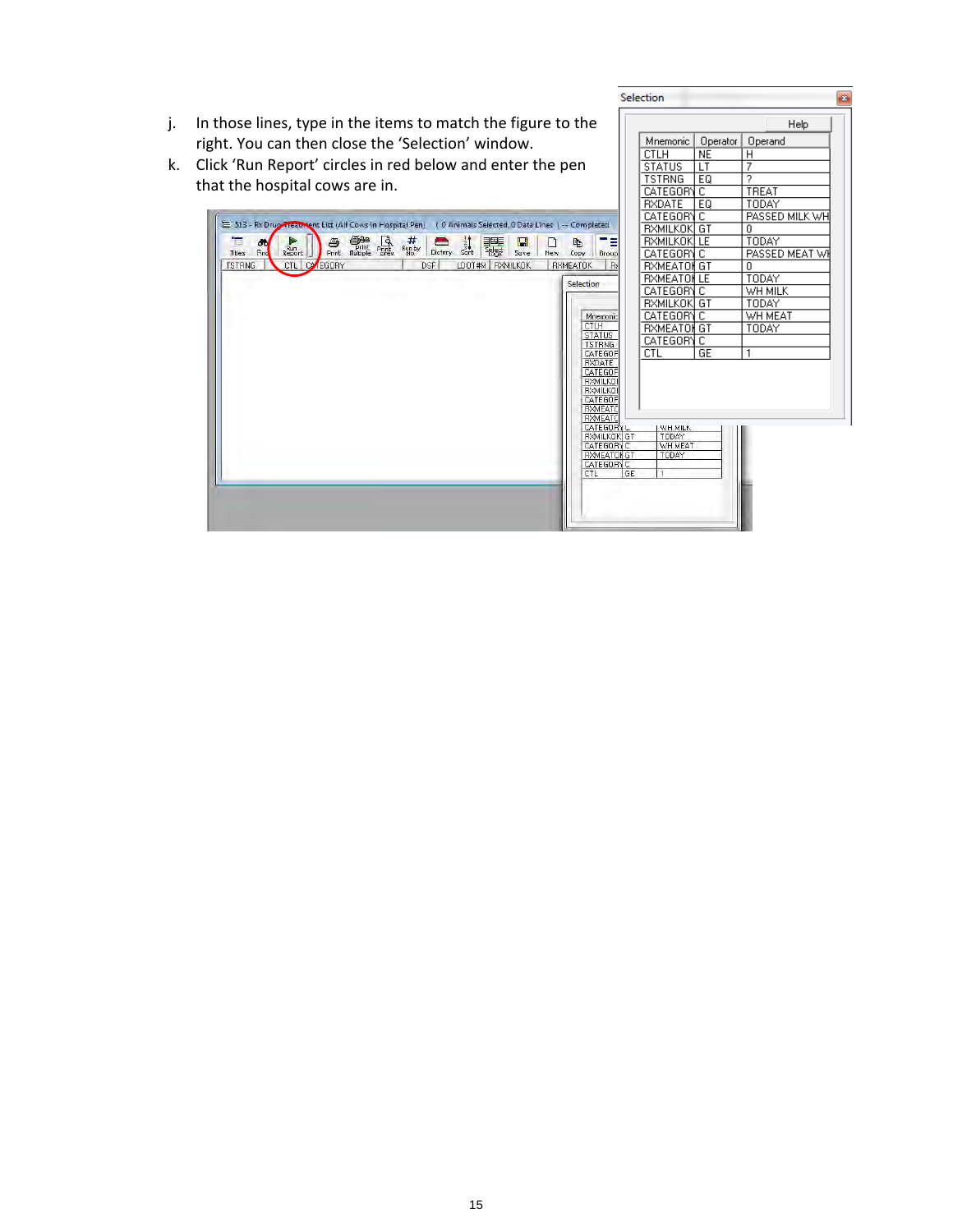j. In those lines, type in the items to match the figure to the right. You can then close the 'Selection' window.

k. Click 'Run Report' circles in red below and enter the pen that the hospital cows are in.

| Mnemonic | Operator | Operand |
|---|---|---|
| CTLH | NE | H |
| STATUS | LT | 7 |
| TSTRNG | EQ | ? |
| CATEGORY | C | TREAT |
| RXDATE | EQ | TODAY |
| CATEGORY | C | PASSED MILK WH |
| RXMILKOK | GT | 0 |
| RXMILKOK | LE | TODAY |
| CATEGORY | C | PASSED MEAT WH |
| RXMEATOK | GT | 0 |
| RXMEATOK | LE | TODAY |
| CATEGORY | C | WH MILK |
| RXMILKOK | GT | TODAY |
| CATEGORY | C | WH MEAT |
| RXMEATOK | GT | TODAY |
| CATEGORY | C | |
| CTL | GE | 1 |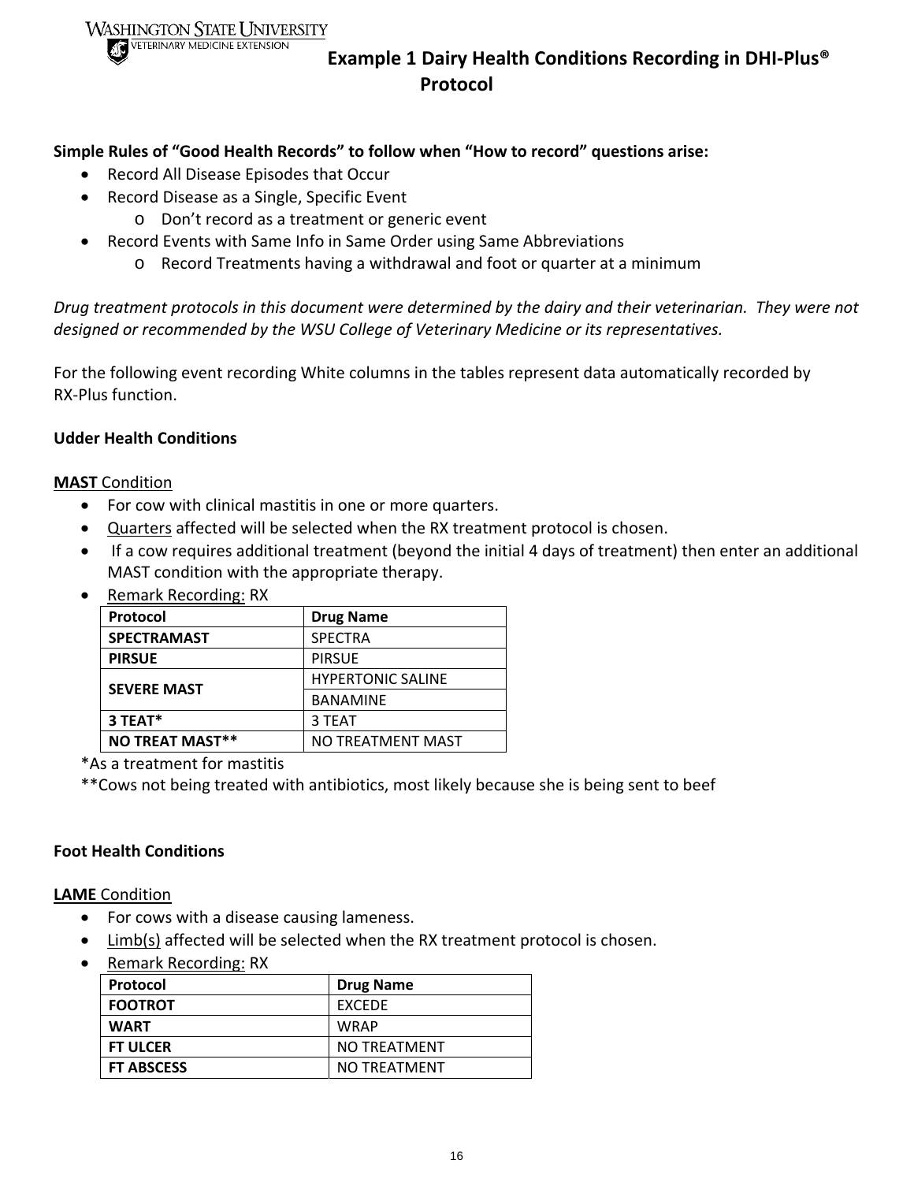WASHINGTON STATE UNIVERSITY
VETERINARY MEDICINE EXTENSION

# Example 1 Dairy Health Conditions Recording in DHI-Plus® Protocol

**Simple Rules of "Good Health Records" to follow when "How to record" questions arise:**

- Record All Disease Episodes that Occur
- Record Disease as a Single, Specific Event
  - Don't record as a treatment or generic event
- Record Events with Same Info in Same Order using Same Abbreviations
  - Record Treatments having a withdrawal and foot or quarter at a minimum

*Drug treatment protocols in this document were determined by the dairy and their veterinarian. They were not designed or recommended by the WSU College of Veterinary Medicine or its representatives.*

For the following event recording White columns in the tables represent data automatically recorded by RX-Plus function.

**Udder Health Conditions**

**MAST** Condition

- For cow with clinical mastitis in one or more quarters.
- Quarters affected will be selected when the RX treatment protocol is chosen.
- If a cow requires additional treatment (beyond the initial 4 days of treatment) then enter an additional MAST condition with the appropriate therapy.
- Remark Recording: RX

| Protocol | Drug Name |
|---|---|
| **SPECTRAMAST** | SPECTRA |
| **PIRSUE** | PIRSUE |
| **SEVERE MAST** | HYPERTONIC SALINE |
| | BANAMINE |
| **3 TEAT*** | 3 TEAT |
| **NO TREAT MAST**** | NO TREATMENT MAST |

*As a treatment for mastitis

**Cows not being treated with antibiotics, most likely because she is being sent to beef

**Foot Health Conditions**

**LAME** Condition

- For cows with a disease causing lameness.
- Limb(s) affected will be selected when the RX treatment protocol is chosen.
- Remark Recording: RX

| Protocol | Drug Name |
|---|---|
| **FOOTROT** | EXCEDE |
| **WART** | WRAP |
| **FT ULCER** | NO TREATMENT |
| **FT ABSCESS** | NO TREATMENT |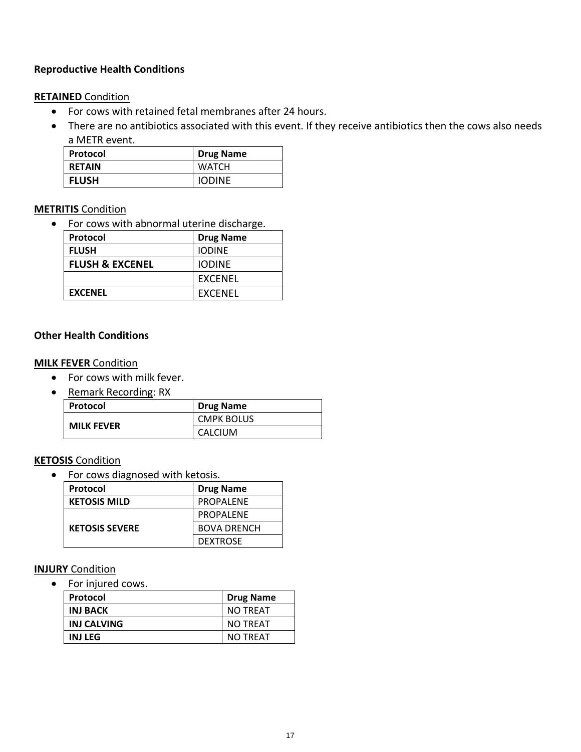**Reproductive Health Conditions**

**RETAINED** Condition

- For cows with retained fetal membranes after 24 hours.
- There are no antibiotics associated with this event. If they receive antibiotics then the cows also needs a METR event.

| Protocol | Drug Name |
|---|---|
| **RETAIN** | WATCH |
| **FLUSH** | IODINE |

**METRITIS** Condition

- For cows with abnormal uterine discharge.

| Protocol | Drug Name |
|---|---|
| **FLUSH** | IODINE |
| **FLUSH & EXCENEL** | IODINE |
| | EXCENEL |
| **EXCENEL** | EXCENEL |

**Other Health Conditions**

**MILK FEVER** Condition

- For cows with milk fever.
- Remark Recording: RX

| Protocol | Drug Name |
|---|---|
| **MILK FEVER** | CMPK BOLUS |
| | CALCIUM |

**KETOSIS** Condition

- For cows diagnosed with ketosis.

| Protocol | Drug Name |
|---|---|
| **KETOSIS MILD** | PROPALENE |
| **KETOSIS SEVERE** | PROPALENE |
| | BOVA DRENCH |
| | DEXTROSE |

**INJURY** Condition

- For injured cows.

| Protocol | Drug Name |
|---|---|
| **INJ BACK** | NO TREAT |
| **INJ CALVING** | NO TREAT |
| **INJ LEG** | NO TREAT |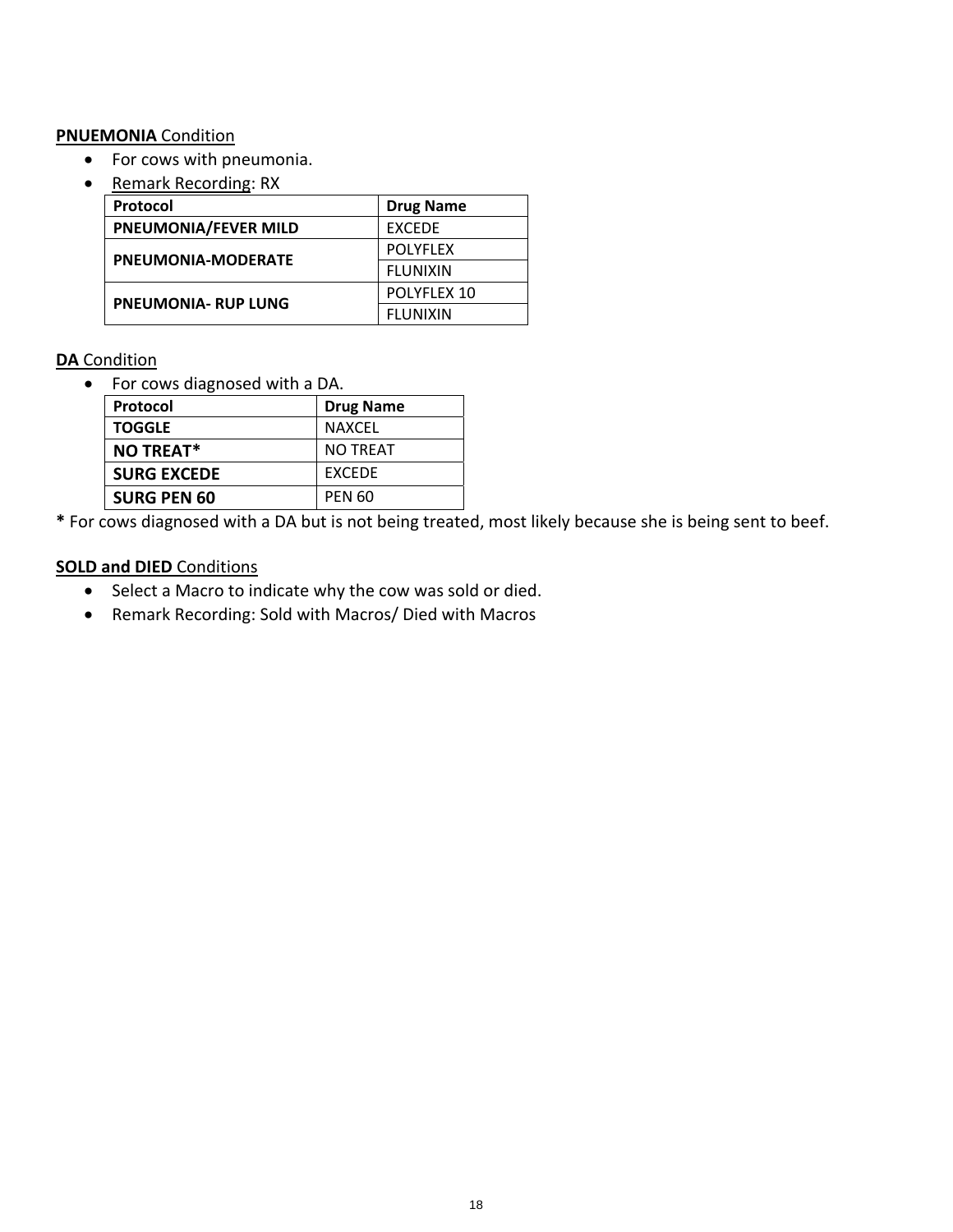**PNUEMONIA** Condition

- For cows with pneumonia.
- Remark Recording: RX

| Protocol | Drug Name |
|---|---|
| **PNEUMONIA/FEVER MILD** | EXCEDE |
| **PNEUMONIA-MODERATE** | POLYFLEX |
| | FLUNIXIN |
| **PNEUMONIA- RUP LUNG** | POLYFLEX 10 |
| | FLUNIXIN |

**DA** Condition

- For cows diagnosed with a DA.

| Protocol | Drug Name |
|---|---|
| **TOGGLE** | NAXCEL |
| **NO TREAT*** | NO TREAT |
| **SURG EXCEDE** | EXCEDE |
| **SURG PEN 60** | PEN 60 |

**\*** For cows diagnosed with a DA but is not being treated, most likely because she is being sent to beef.

**SOLD and DIED** Conditions

- Select a Macro to indicate why the cow was sold or died.
- Remark Recording: Sold with Macros/ Died with Macros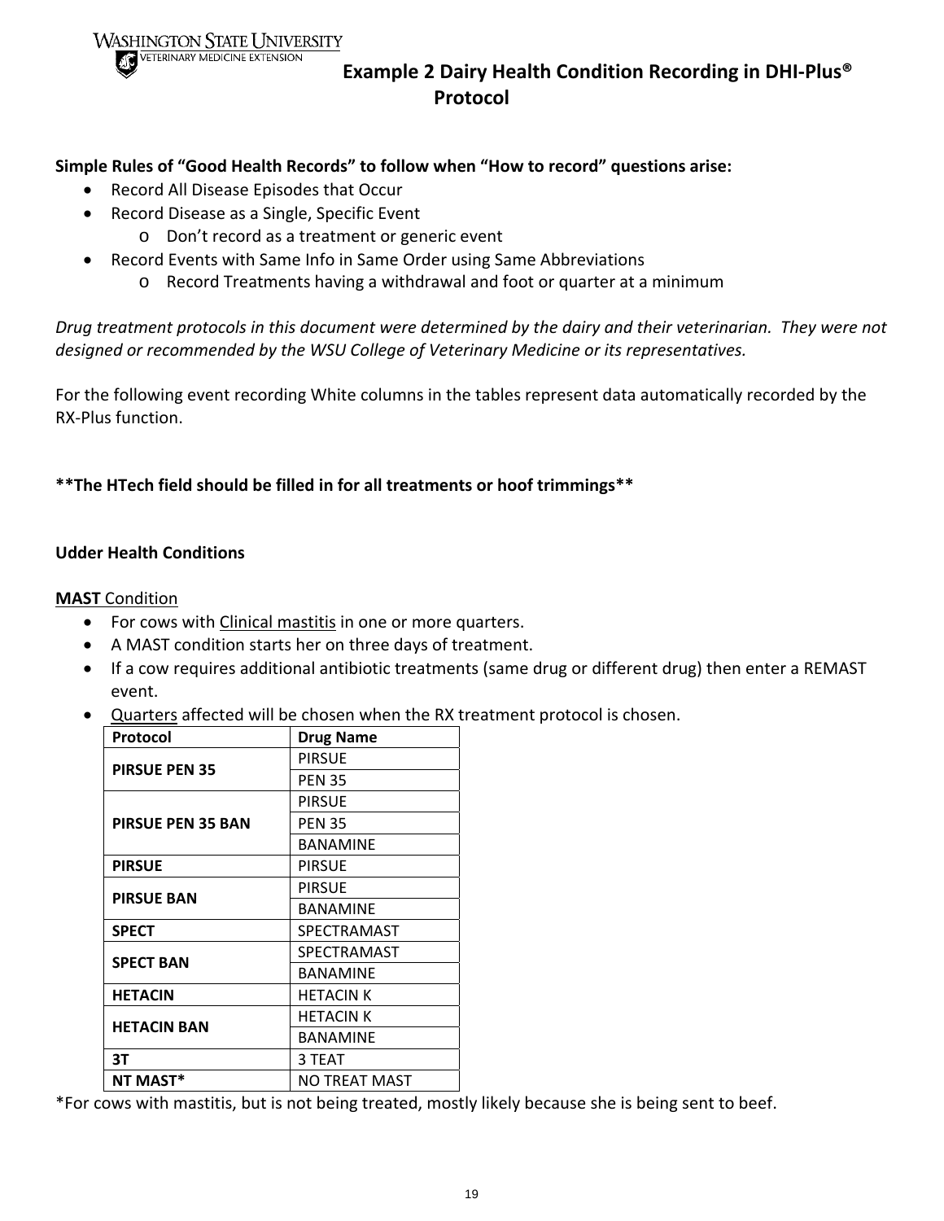## Example 2 Dairy Health Condition Recording in DHI-Plus® Protocol

**Simple Rules of "Good Health Records" to follow when "How to record" questions arise:**

- Record All Disease Episodes that Occur
- Record Disease as a Single, Specific Event
  - Don't record as a treatment or generic event
- Record Events with Same Info in Same Order using Same Abbreviations
  - Record Treatments having a withdrawal and foot or quarter at a minimum

*Drug treatment protocols in this document were determined by the dairy and their veterinarian. They were not designed or recommended by the WSU College of Veterinary Medicine or its representatives.*

For the following event recording White columns in the tables represent data automatically recorded by the RX-Plus function.

****The HTech field should be filled in for all treatments or hoof trimmings****

### Udder Health Conditions

**MAST** Condition

- For cows with Clinical mastitis in one or more quarters.
- A MAST condition starts her on three days of treatment.
- If a cow requires additional antibiotic treatments (same drug or different drug) then enter a REMAST event.
- Quarters affected will be chosen when the RX treatment protocol is chosen.

| Protocol | Drug Name |
|---|---|
| **PIRSUE PEN 35** | PIRSUE |
| | PEN 35 |
| **PIRSUE PEN 35 BAN** | PIRSUE |
| | PEN 35 |
| | BANAMINE |
| **PIRSUE** | PIRSUE |
| **PIRSUE BAN** | PIRSUE |
| | BANAMINE |
| **SPECT** | SPECTRAMAST |
| **SPECT BAN** | SPECTRAMAST |
| | BANAMINE |
| **HETACIN** | HETACIN K |
| **HETACIN BAN** | HETACIN K |
| | BANAMINE |
| **3T** | 3 TEAT |
| **NT MAST*** | NO TREAT MAST |

*For cows with mastitis, but is not being treated, mostly likely because she is being sent to beef.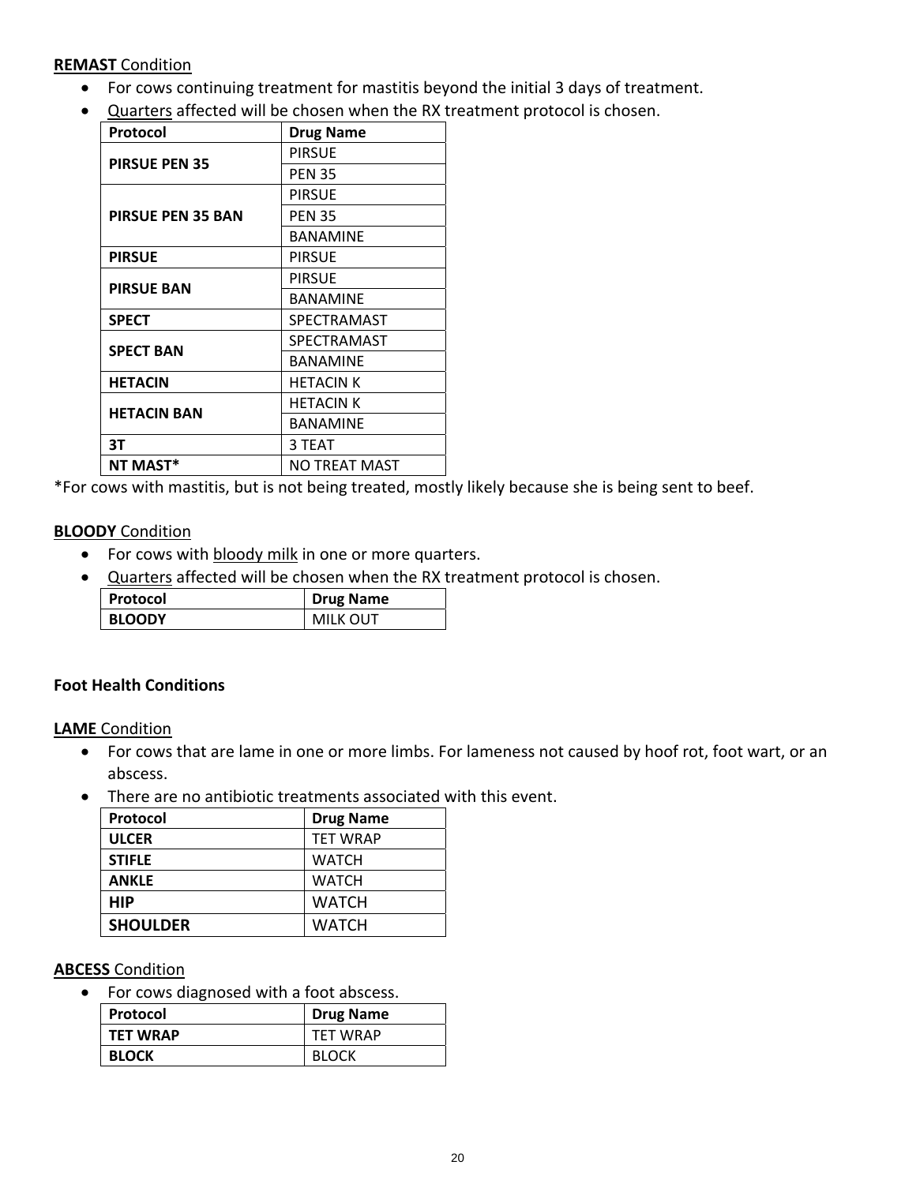**REMAST** Condition

- For cows continuing treatment for mastitis beyond the initial 3 days of treatment.
- Quarters affected will be chosen when the RX treatment protocol is chosen.

| Protocol | Drug Name |
| --- | --- |
| **PIRSUE PEN 35** | PIRSUE |
| | PEN 35 |
| **PIRSUE PEN 35 BAN** | PIRSUE |
| | PEN 35 |
| | BANAMINE |
| **PIRSUE** | PIRSUE |
| **PIRSUE BAN** | PIRSUE |
| | BANAMINE |
| **SPECT** | SPECTRAMAST |
| **SPECT BAN** | SPECTRAMAST |
| | BANAMINE |
| **HETACIN** | HETACIN K |
| **HETACIN BAN** | HETACIN K |
| | BANAMINE |
| **3T** | 3 TEAT |
| **NT MAST*** | NO TREAT MAST |

*For cows with mastitis, but is not being treated, mostly likely because she is being sent to beef.

**BLOODY** Condition

- For cows with bloody milk in one or more quarters.
- Quarters affected will be chosen when the RX treatment protocol is chosen.

| Protocol | Drug Name |
| --- | --- |
| **BLOODY** | MILK OUT |

**Foot Health Conditions**

**LAME** Condition

- For cows that are lame in one or more limbs. For lameness not caused by hoof rot, foot wart, or an abscess.
- There are no antibiotic treatments associated with this event.

| Protocol | Drug Name |
| --- | --- |
| **ULCER** | TET WRAP |
| **STIFLE** | WATCH |
| **ANKLE** | WATCH |
| **HIP** | WATCH |
| **SHOULDER** | WATCH |

**ABCESS** Condition

- For cows diagnosed with a foot abscess.

| Protocol | Drug Name |
| --- | --- |
| **TET WRAP** | TET WRAP |
| **BLOCK** | BLOCK |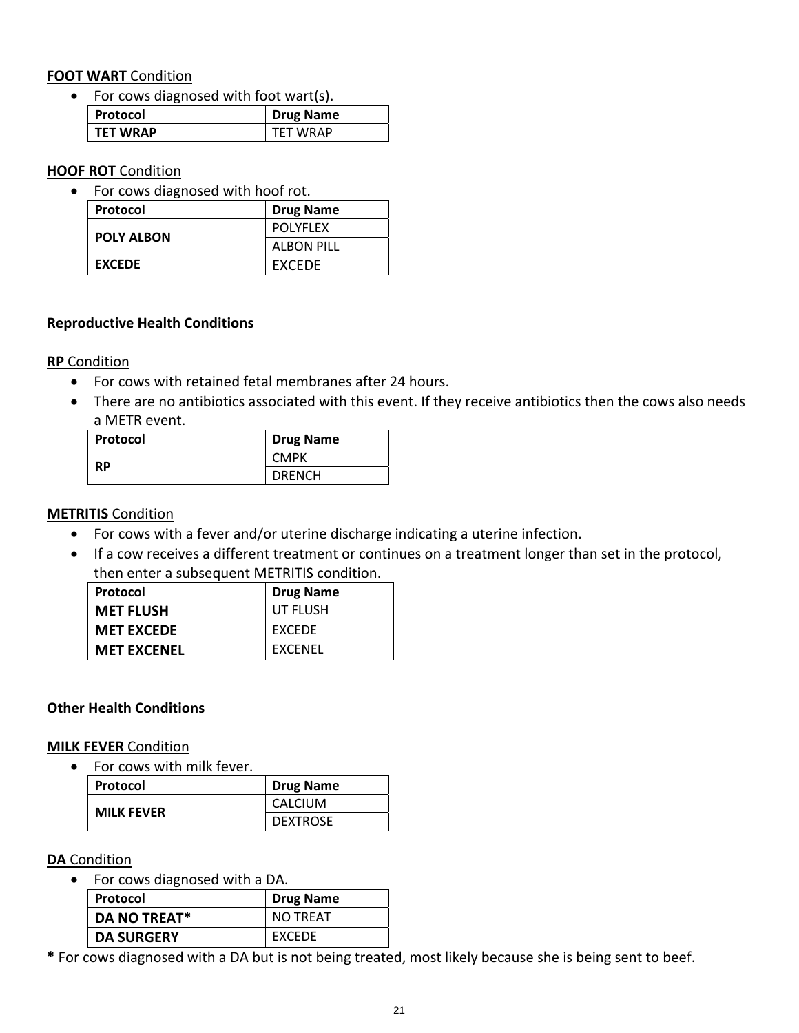**FOOT WART** Condition

- For cows diagnosed with foot wart(s).

| Protocol | Drug Name |
|---|---|
| **TET WRAP** | TET WRAP |

**HOOF ROT** Condition

- For cows diagnosed with hoof rot.

| Protocol | Drug Name |
|---|---|
| **POLY ALBON** | POLYFLEX |
| | ALBON PILL |
| **EXCEDE** | EXCEDE |

**Reproductive Health Conditions**

**RP** Condition

- For cows with retained fetal membranes after 24 hours.
- There are no antibiotics associated with this event. If they receive antibiotics then the cows also needs a METR event.

| Protocol | Drug Name |
|---|---|
| **RP** | CMPK |
| | DRENCH |

**METRITIS** Condition

- For cows with a fever and/or uterine discharge indicating a uterine infection.
- If a cow receives a different treatment or continues on a treatment longer than set in the protocol, then enter a subsequent METRITIS condition.

| Protocol | Drug Name |
|---|---|
| **MET FLUSH** | UT FLUSH |
| **MET EXCEDE** | EXCEDE |
| **MET EXCENEL** | EXCENEL |

**Other Health Conditions**

**MILK FEVER** Condition

- For cows with milk fever.

| Protocol | Drug Name |
|---|---|
| **MILK FEVER** | CALCIUM |
| | DEXTROSE |

**DA** Condition

- For cows diagnosed with a DA.

| Protocol | Drug Name |
|---|---|
| **DA NO TREAT*** | NO TREAT |
| **DA SURGERY** | EXCEDE |

**\*** For cows diagnosed with a DA but is not being treated, most likely because she is being sent to beef.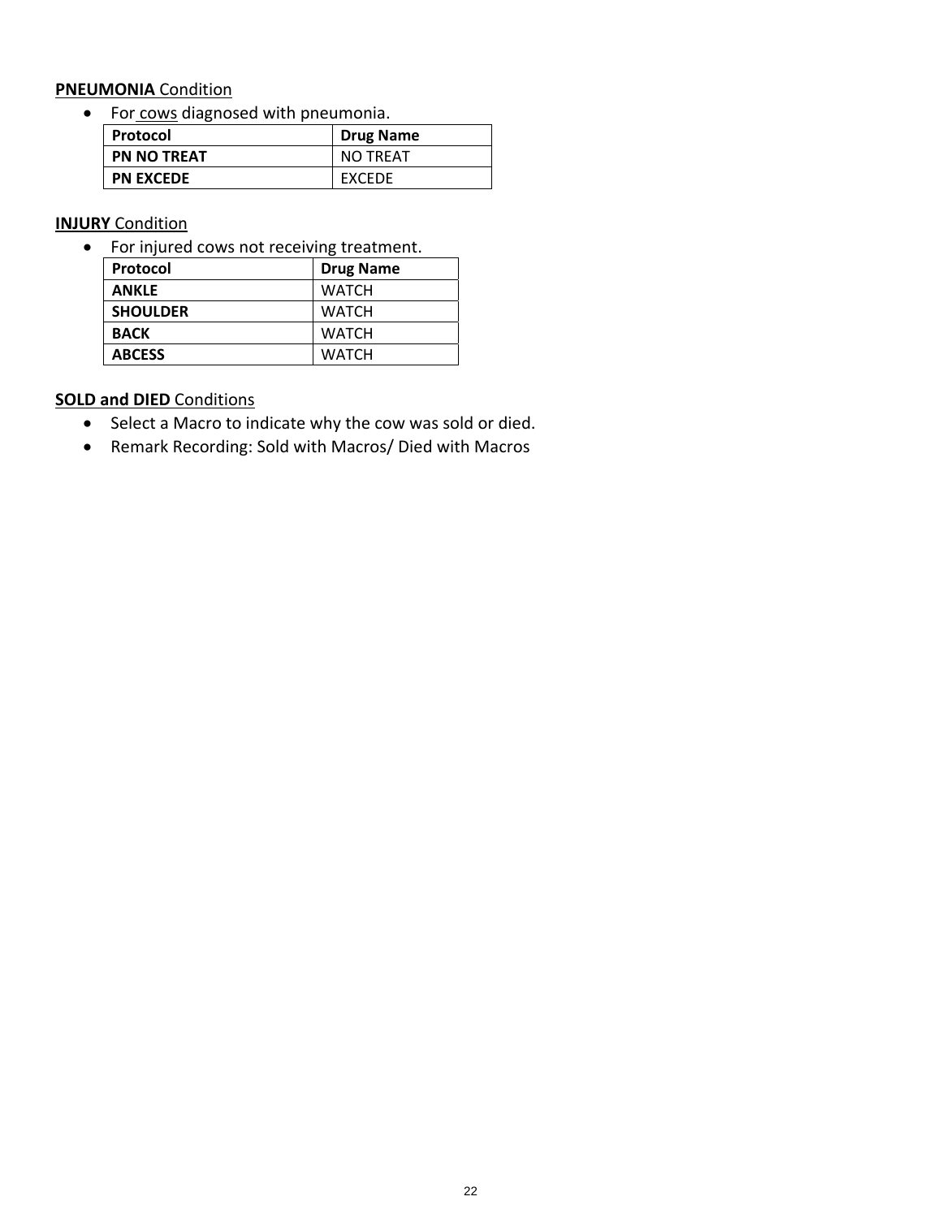**PNEUMONIA** Condition

- For cows diagnosed with pneumonia.

| Protocol | Drug Name |
| --- | --- |
| **PN NO TREAT** | NO TREAT |
| **PN EXCEDE** | EXCEDE |

**INJURY** Condition

- For injured cows not receiving treatment.

| Protocol | Drug Name |
| --- | --- |
| **ANKLE** | WATCH |
| **SHOULDER** | WATCH |
| **BACK** | WATCH |
| **ABCESS** | WATCH |

**SOLD and DIED** Conditions

- Select a Macro to indicate why the cow was sold or died.
- Remark Recording: Sold with Macros/ Died with Macros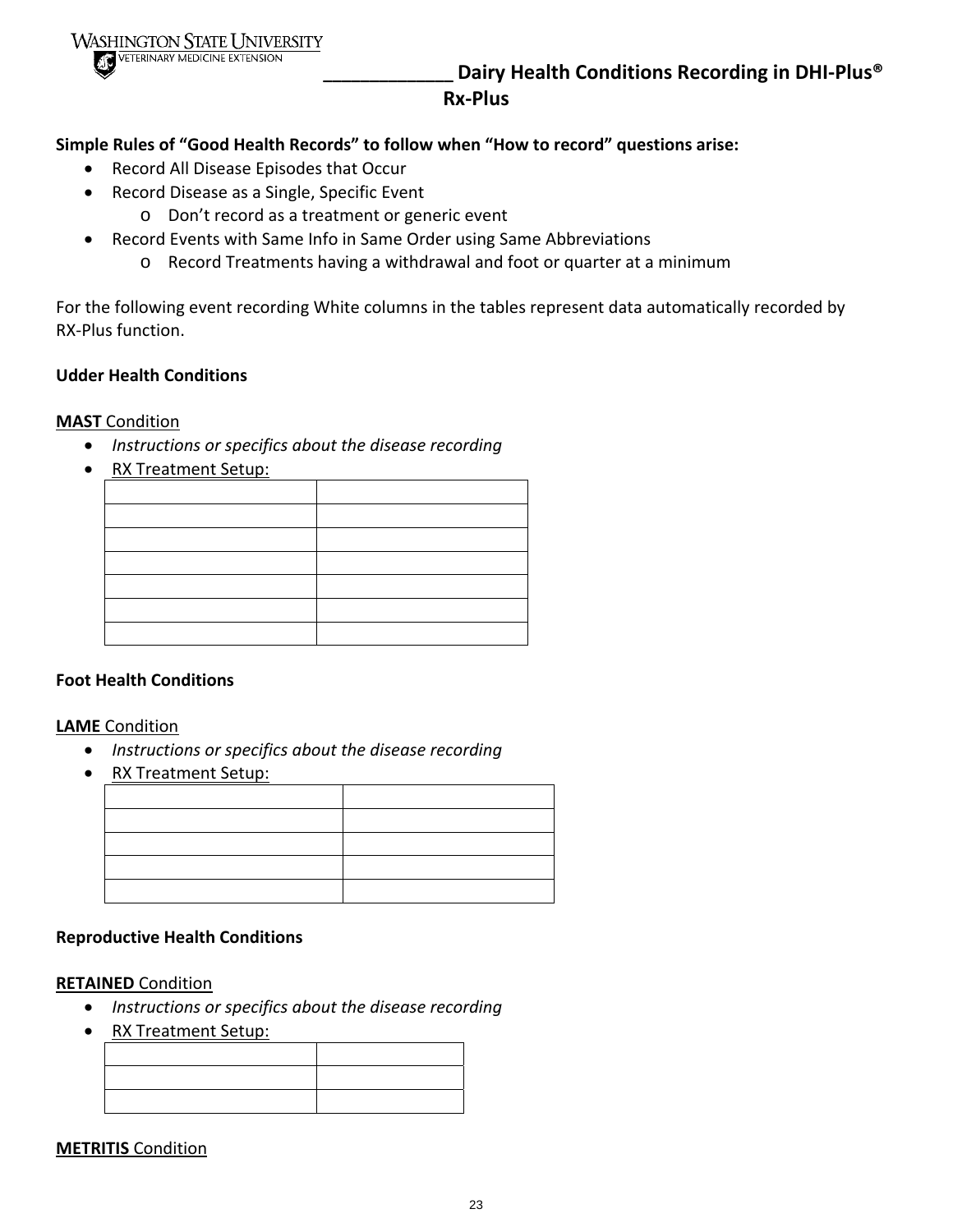# ____________ Dairy Health Conditions Recording in DHI-Plus® Rx-Plus

**Simple Rules of "Good Health Records" to follow when "How to record" questions arise:**

- Record All Disease Episodes that Occur
- Record Disease as a Single, Specific Event
  - Don't record as a treatment or generic event
- Record Events with Same Info in Same Order using Same Abbreviations
  - Record Treatments having a withdrawal and foot or quarter at a minimum

For the following event recording White columns in the tables represent data automatically recorded by RX-Plus function.

**Udder Health Conditions**

**MAST** Condition

- *Instructions or specifics about the disease recording*
- RX Treatment Setup:

| | |
|---|---|
| | |
| | |
| | |
| | |
| | |
| | |

**Foot Health Conditions**

**LAME** Condition

- *Instructions or specifics about the disease recording*
- RX Treatment Setup:

| | |
|---|---|
| | |
| | |
| | |
| | |

**Reproductive Health Conditions**

**RETAINED** Condition

- *Instructions or specifics about the disease recording*
- RX Treatment Setup:

| | |
|---|---|
| | |
| | |

**METRITIS** Condition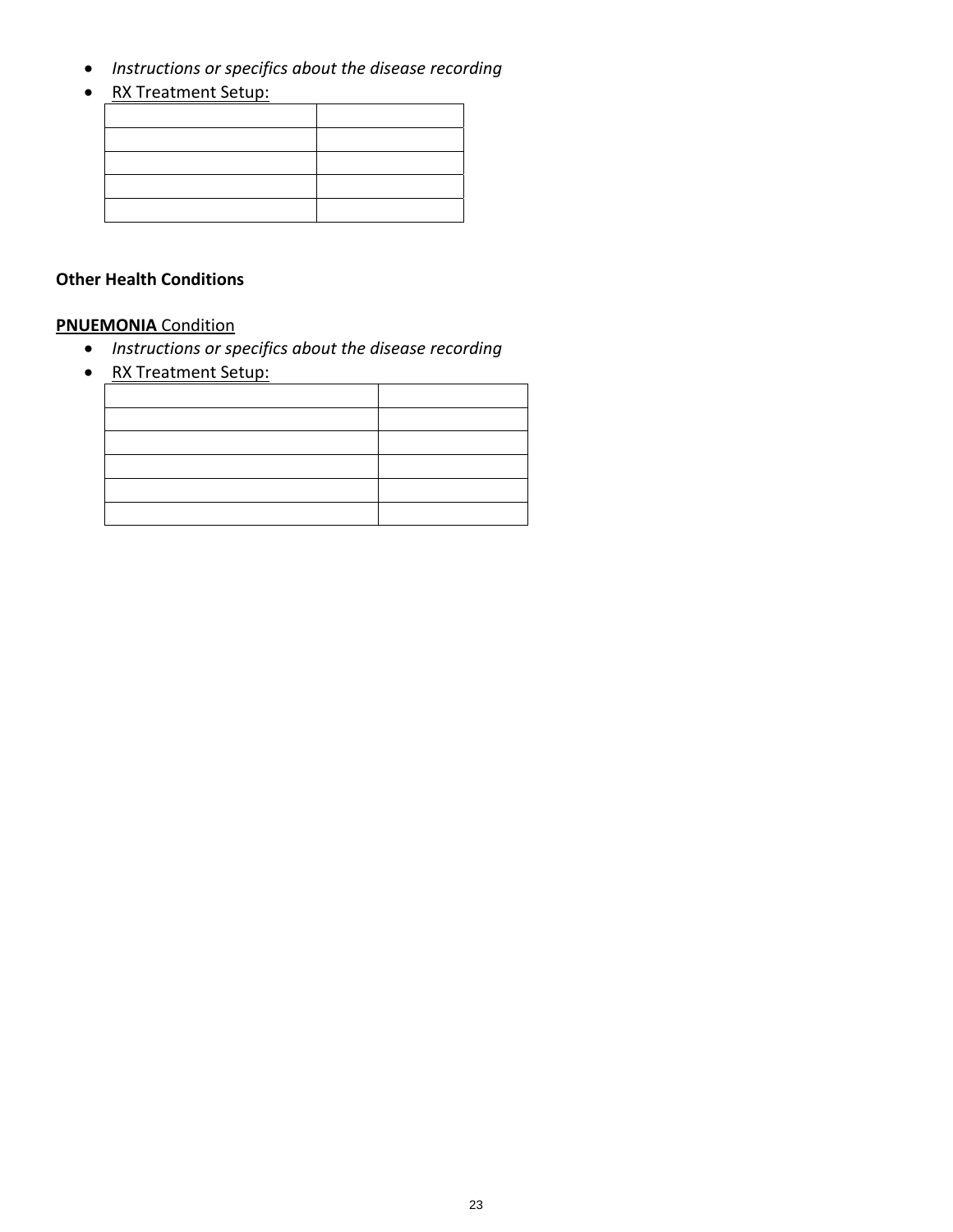- *Instructions or specifics about the disease recording*
- RX Treatment Setup:

| | |
|---|---|
| | |
| | |
| | |
| | |

**Other Health Conditions**

**PNUEMONIA** Condition

- *Instructions or specifics about the disease recording*
- RX Treatment Setup:

| | |
|---|---|
| | |
| | |
| | |
| | |
| | |